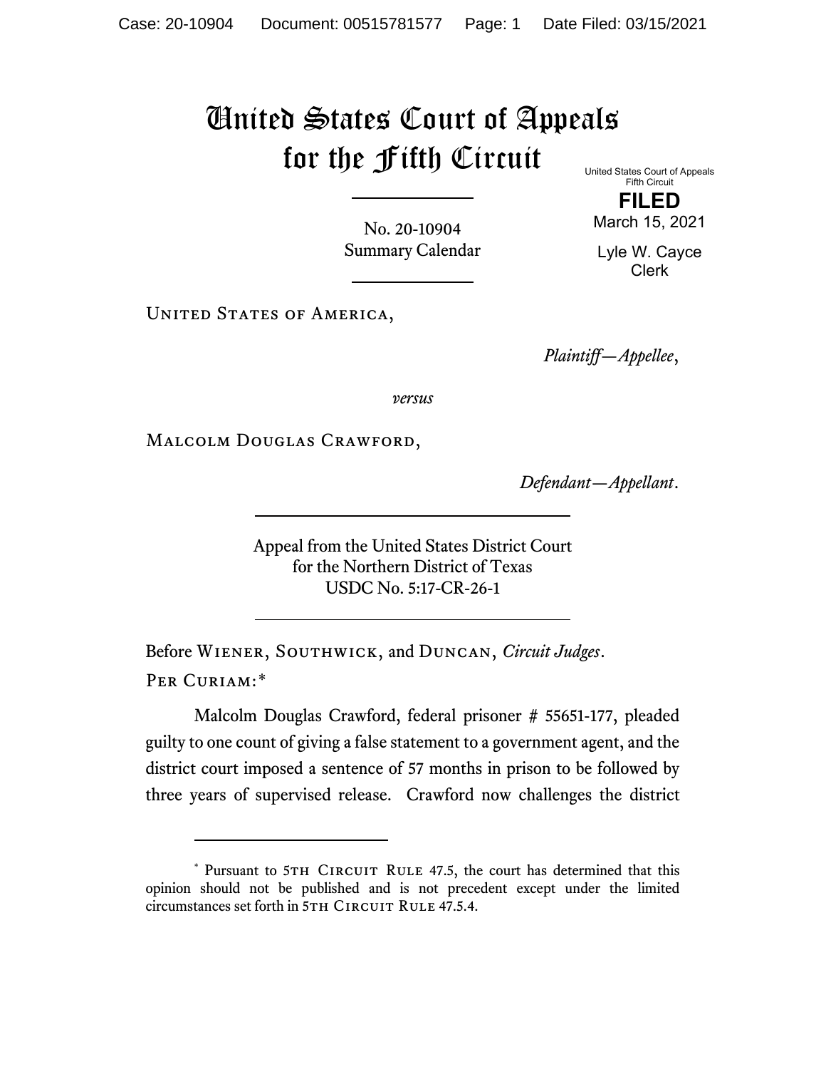# United States Court of Appeals for the Fifth Circuit

United States Court of Appeals
Fifth Circuit

**FILED**

March 15, 2021

Lyle W. Cayce
Clerk

No. 20-10904
Summary Calendar

United States of America,

*Plaintiff—Appellee*,

*versus*

Malcolm Douglas Crawford,

*Defendant—Appellant*.

Appeal from the United States District Court
for the Northern District of Texas
USDC No. 5:17-CR-26-1

Before Wiener, Southwick, and Duncan, *Circuit Judges*.

Per Curiam:*

Malcolm Douglas Crawford, federal prisoner # 55651-177, pleaded guilty to one count of giving a false statement to a government agent, and the district court imposed a sentence of 57 months in prison to be followed by three years of supervised release. Crawford now challenges the district

* Pursuant to 5th Circuit Rule 47.5, the court has determined that this opinion should not be published and is not precedent except under the limited circumstances set forth in 5th Circuit Rule 47.5.4.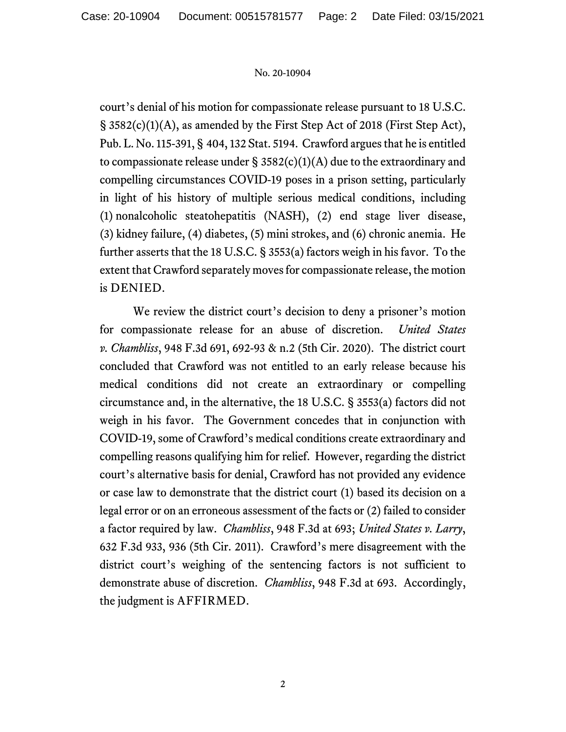court's denial of his motion for compassionate release pursuant to 18 U.S.C. § 3582(c)(1)(A), as amended by the First Step Act of 2018 (First Step Act), Pub. L. No. 115-391, § 404, 132 Stat. 5194. Crawford argues that he is entitled to compassionate release under § 3582(c)(1)(A) due to the extraordinary and compelling circumstances COVID-19 poses in a prison setting, particularly in light of his history of multiple serious medical conditions, including (1) nonalcoholic steatohepatitis (NASH), (2) end stage liver disease, (3) kidney failure, (4) diabetes, (5) mini strokes, and (6) chronic anemia. He further asserts that the 18 U.S.C. § 3553(a) factors weigh in his favor. To the extent that Crawford separately moves for compassionate release, the motion is DENIED.

We review the district court's decision to deny a prisoner's motion for compassionate release for an abuse of discretion. *United States v. Chambliss*, 948 F.3d 691, 692-93 & n.2 (5th Cir. 2020). The district court concluded that Crawford was not entitled to an early release because his medical conditions did not create an extraordinary or compelling circumstance and, in the alternative, the 18 U.S.C. § 3553(a) factors did not weigh in his favor. The Government concedes that in conjunction with COVID-19, some of Crawford's medical conditions create extraordinary and compelling reasons qualifying him for relief. However, regarding the district court's alternative basis for denial, Crawford has not provided any evidence or case law to demonstrate that the district court (1) based its decision on a legal error or on an erroneous assessment of the facts or (2) failed to consider a factor required by law. *Chambliss*, 948 F.3d at 693; *United States v. Larry*, 632 F.3d 933, 936 (5th Cir. 2011). Crawford's mere disagreement with the district court's weighing of the sentencing factors is not sufficient to demonstrate abuse of discretion. *Chambliss*, 948 F.3d at 693. Accordingly, the judgment is AFFIRMED.